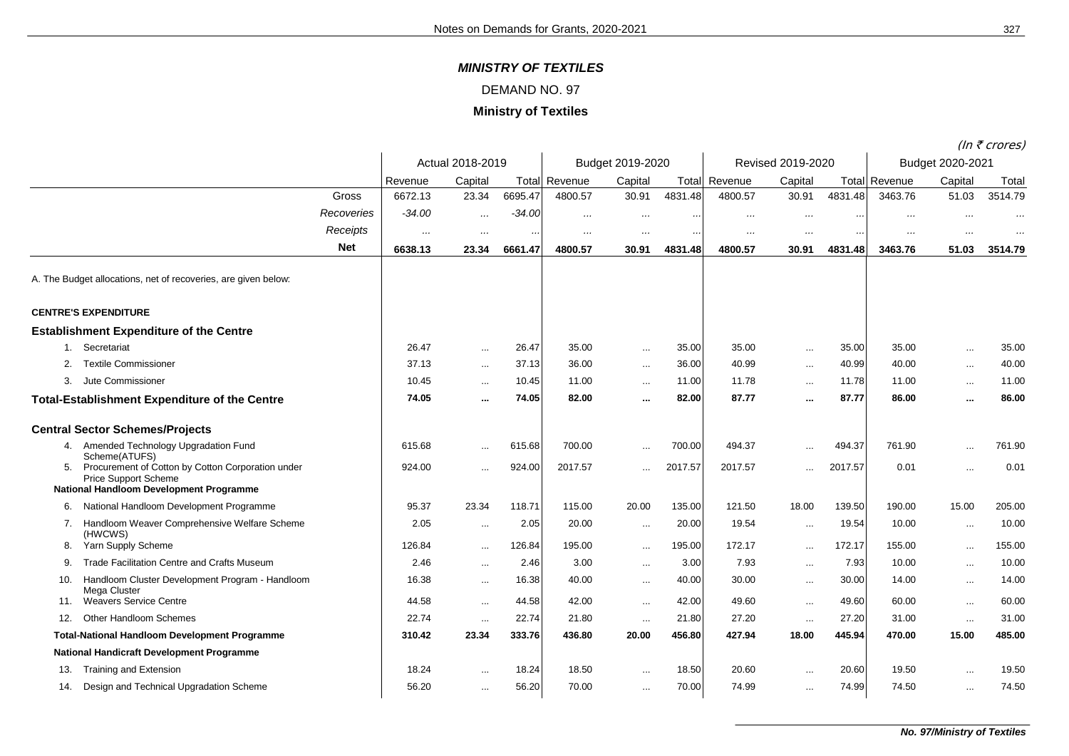## MINISTRY OF TEXTILES

DEMAND NO. 97

**Ministry of Textiles**

(In ₹ crores)

| | Actual 2018-2019 | | | Budget 2019-2020 | | | Revised 2019-2020 | | | Budget 2020-2021 | | |
|---|---|---|---|---|---|---|---|---|---|---|---|---|
| | Revenue | Capital | Total | Revenue | Capital | Total | Revenue | Capital | Total | Revenue | Capital | Total |
| Gross | 6672.13 | 23.34 | 6695.47 | 4800.57 | 30.91 | 4831.48 | 4800.57 | 30.91 | 4831.48 | 3463.76 | 51.03 | 3514.79 |
| *Recoveries* | *-34.00* | ... | *-34.00* | ... | ... | ... | ... | ... | ... | ... | ... | ... |
| *Receipts* | ... | ... | ... | ... | ... | ... | ... | ... | ... | ... | ... | ... |
| **Net** | **6638.13** | **23.34** | **6661.47** | **4800.57** | **30.91** | **4831.48** | **4800.57** | **30.91** | **4831.48** | **3463.76** | **51.03** | **3514.79** |
| A. The Budget allocations, net of recoveries, are given below: | | | | | | | | | | | | |
| **CENTRE'S EXPENDITURE** | | | | | | | | | | | | |
| **Establishment Expenditure of the Centre** | | | | | | | | | | | | |
| 1. Secretariat | 26.47 | ... | 26.47 | 35.00 | ... | 35.00 | 35.00 | ... | 35.00 | 35.00 | ... | 35.00 |
| 2. Textile Commissioner | 37.13 | ... | 37.13 | 36.00 | ... | 36.00 | 40.99 | ... | 40.99 | 40.00 | ... | 40.00 |
| 3. Jute Commissioner | 10.45 | ... | 10.45 | 11.00 | ... | 11.00 | 11.78 | ... | 11.78 | 11.00 | ... | 11.00 |
| **Total-Establishment Expenditure of the Centre** | **74.05** | **...** | **74.05** | **82.00** | **...** | **82.00** | **87.77** | **...** | **87.77** | **86.00** | **...** | **86.00** |
| **Central Sector Schemes/Projects** | | | | | | | | | | | | |
| 4. Amended Technology Upgradation Fund Scheme(ATUFS) | 615.68 | ... | 615.68 | 700.00 | ... | 700.00 | 494.37 | ... | 494.37 | 761.90 | ... | 761.90 |
| 5. Procurement of Cotton by Cotton Corporation under Price Support Scheme | 924.00 | ... | 924.00 | 2017.57 | ... | 2017.57 | 2017.57 | ... | 2017.57 | 0.01 | ... | 0.01 |
| **National Handloom Development Programme** | | | | | | | | | | | | |
| 6. National Handloom Development Programme | 95.37 | 23.34 | 118.71 | 115.00 | 20.00 | 135.00 | 121.50 | 18.00 | 139.50 | 190.00 | 15.00 | 205.00 |
| 7. Handloom Weaver Comprehensive Welfare Scheme (HWCWS) | 2.05 | ... | 2.05 | 20.00 | ... | 20.00 | 19.54 | ... | 19.54 | 10.00 | ... | 10.00 |
| 8. Yarn Supply Scheme | 126.84 | ... | 126.84 | 195.00 | ... | 195.00 | 172.17 | ... | 172.17 | 155.00 | ... | 155.00 |
| 9. Trade Facilitation Centre and Crafts Museum | 2.46 | ... | 2.46 | 3.00 | ... | 3.00 | 7.93 | ... | 7.93 | 10.00 | ... | 10.00 |
| 10. Handloom Cluster Development Program - Handloom Mega Cluster | 16.38 | ... | 16.38 | 40.00 | ... | 40.00 | 30.00 | ... | 30.00 | 14.00 | ... | 14.00 |
| 11. Weavers Service Centre | 44.58 | ... | 44.58 | 42.00 | ... | 42.00 | 49.60 | ... | 49.60 | 60.00 | ... | 60.00 |
| 12. Other Handloom Schemes | 22.74 | ... | 22.74 | 21.80 | ... | 21.80 | 27.20 | ... | 27.20 | 31.00 | ... | 31.00 |
| **Total-National Handloom Development Programme** | **310.42** | **23.34** | **333.76** | **436.80** | **20.00** | **456.80** | **427.94** | **18.00** | **445.94** | **470.00** | **15.00** | **485.00** |
| **National Handicraft Development Programme** | | | | | | | | | | | | |
| 13. Training and Extension | 18.24 | ... | 18.24 | 18.50 | ... | 18.50 | 20.60 | ... | 20.60 | 19.50 | ... | 19.50 |
| 14. Design and Technical Upgradation Scheme | 56.20 | ... | 56.20 | 70.00 | ... | 70.00 | 74.99 | ... | 74.99 | 74.50 | ... | 74.50 |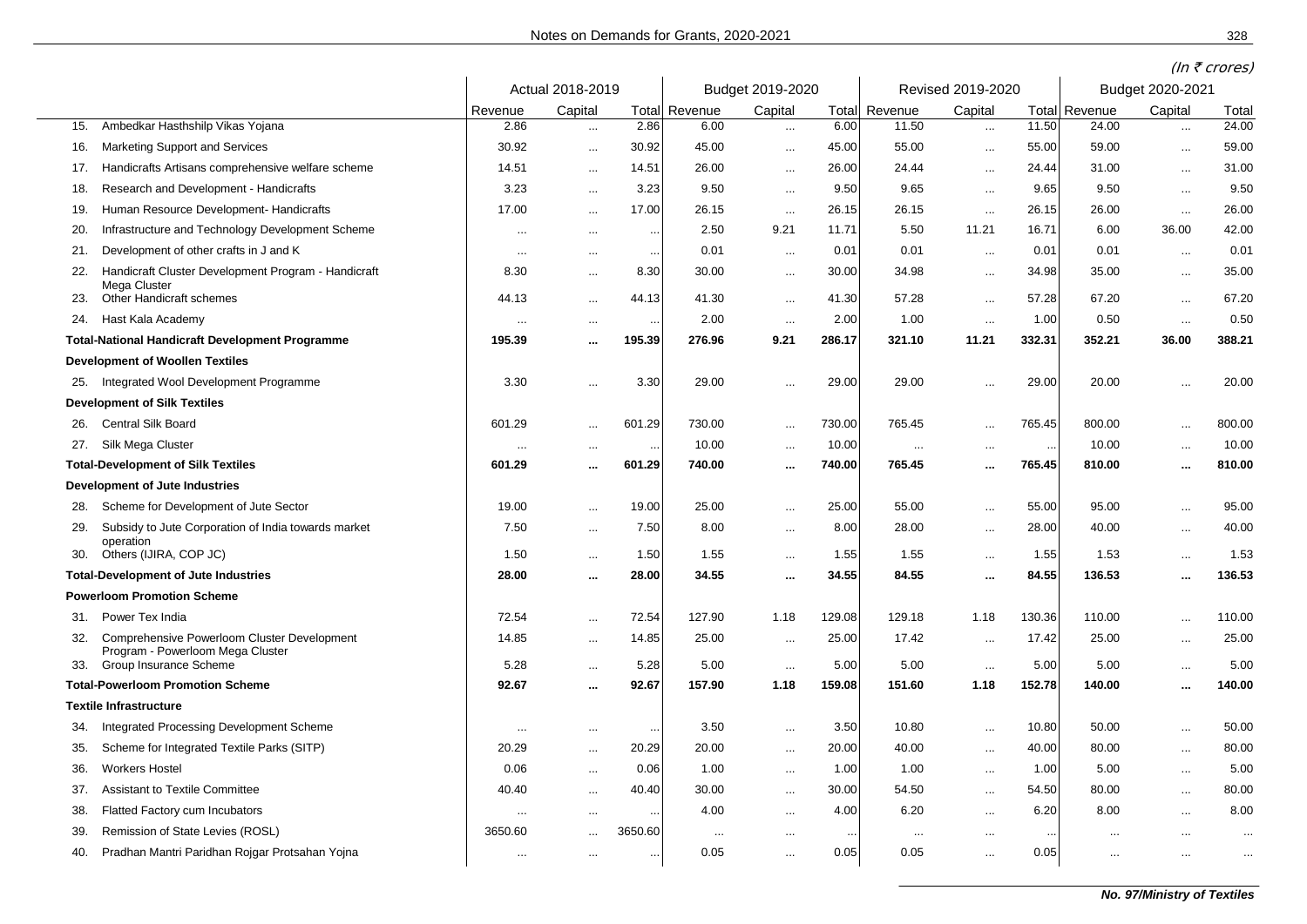(In ₹ crores)

| | Actual 2018-2019 | | | Budget 2019-2020 | | | Revised 2019-2020 | | | Budget 2020-2021 | | |
|---|---|---|---|---|---|---|---|---|---|---|---|---|
| | Revenue | Capital | Total | Revenue | Capital | Total | Revenue | Capital | Total | Revenue | Capital | Total |
| 15. Ambedkar Hasthshilp Vikas Yojana | 2.86 | ... | 2.86 | 6.00 | ... | 6.00 | 11.50 | ... | 11.50 | 24.00 | ... | 24.00 |
| 16. Marketing Support and Services | 30.92 | ... | 30.92 | 45.00 | ... | 45.00 | 55.00 | ... | 55.00 | 59.00 | ... | 59.00 |
| 17. Handicrafts Artisans comprehensive welfare scheme | 14.51 | ... | 14.51 | 26.00 | ... | 26.00 | 24.44 | ... | 24.44 | 31.00 | ... | 31.00 |
| 18. Research and Development - Handicrafts | 3.23 | ... | 3.23 | 9.50 | ... | 9.50 | 9.65 | ... | 9.65 | 9.50 | ... | 9.50 |
| 19. Human Resource Development- Handicrafts | 17.00 | ... | 17.00 | 26.15 | ... | 26.15 | 26.15 | ... | 26.15 | 26.00 | ... | 26.00 |
| 20. Infrastructure and Technology Development Scheme | ... | ... | ... | 2.50 | 9.21 | 11.71 | 5.50 | 11.21 | 16.71 | 6.00 | 36.00 | 42.00 |
| 21. Development of other crafts in J and K | ... | ... | ... | 0.01 | ... | 0.01 | 0.01 | ... | 0.01 | 0.01 | ... | 0.01 |
| 22. Handicraft Cluster Development Program - Handicraft Mega Cluster | 8.30 | ... | 8.30 | 30.00 | ... | 30.00 | 34.98 | ... | 34.98 | 35.00 | ... | 35.00 |
| 23. Other Handicraft schemes | 44.13 | ... | 44.13 | 41.30 | ... | 41.30 | 57.28 | ... | 57.28 | 67.20 | ... | 67.20 |
| 24. Hast Kala Academy | ... | ... | ... | 2.00 | ... | 2.00 | 1.00 | ... | 1.00 | 0.50 | ... | 0.50 |
| **Total-National Handicraft Development Programme** | **195.39** | **...** | **195.39** | **276.96** | **9.21** | **286.17** | **321.10** | **11.21** | **332.31** | **352.21** | **36.00** | **388.21** |
| **Development of Woollen Textiles** | | | | | | | | | | | | |
| 25. Integrated Wool Development Programme | 3.30 | ... | 3.30 | 29.00 | ... | 29.00 | 29.00 | ... | 29.00 | 20.00 | ... | 20.00 |
| **Development of Silk Textiles** | | | | | | | | | | | | |
| 26. Central Silk Board | 601.29 | ... | 601.29 | 730.00 | ... | 730.00 | 765.45 | ... | 765.45 | 800.00 | ... | 800.00 |
| 27. Silk Mega Cluster | ... | ... | ... | 10.00 | ... | 10.00 | ... | ... | ... | 10.00 | ... | 10.00 |
| **Total-Development of Silk Textiles** | **601.29** | **...** | **601.29** | **740.00** | **...** | **740.00** | **765.45** | **...** | **765.45** | **810.00** | **...** | **810.00** |
| **Development of Jute Industries** | | | | | | | | | | | | |
| 28. Scheme for Development of Jute Sector | 19.00 | ... | 19.00 | 25.00 | ... | 25.00 | 55.00 | ... | 55.00 | 95.00 | ... | 95.00 |
| 29. Subsidy to Jute Corporation of India towards market operation | 7.50 | ... | 7.50 | 8.00 | ... | 8.00 | 28.00 | ... | 28.00 | 40.00 | ... | 40.00 |
| 30. Others (IJIRA, COP JC) | 1.50 | ... | 1.50 | 1.55 | ... | 1.55 | 1.55 | ... | 1.55 | 1.53 | ... | 1.53 |
| **Total-Development of Jute Industries** | **28.00** | **...** | **28.00** | **34.55** | **...** | **34.55** | **84.55** | **...** | **84.55** | **136.53** | **...** | **136.53** |
| **Powerloom Promotion Scheme** | | | | | | | | | | | | |
| 31. Power Tex India | 72.54 | ... | 72.54 | 127.90 | 1.18 | 129.08 | 129.18 | 1.18 | 130.36 | 110.00 | ... | 110.00 |
| 32. Comprehensive Powerloom Cluster Development Program - Powerloom Mega Cluster | 14.85 | ... | 14.85 | 25.00 | ... | 25.00 | 17.42 | ... | 17.42 | 25.00 | ... | 25.00 |
| 33. Group Insurance Scheme | 5.28 | ... | 5.28 | 5.00 | ... | 5.00 | 5.00 | ... | 5.00 | 5.00 | ... | 5.00 |
| **Total-Powerloom Promotion Scheme** | **92.67** | **...** | **92.67** | **157.90** | **1.18** | **159.08** | **151.60** | **1.18** | **152.78** | **140.00** | **...** | **140.00** |
| **Textile Infrastructure** | | | | | | | | | | | | |
| 34. Integrated Processing Development Scheme | ... | ... | ... | 3.50 | ... | 3.50 | 10.80 | ... | 10.80 | 50.00 | ... | 50.00 |
| 35. Scheme for Integrated Textile Parks (SITP) | 20.29 | ... | 20.29 | 20.00 | ... | 20.00 | 40.00 | ... | 40.00 | 80.00 | ... | 80.00 |
| 36. Workers Hostel | 0.06 | ... | 0.06 | 1.00 | ... | 1.00 | 1.00 | ... | 1.00 | 5.00 | ... | 5.00 |
| 37. Assistant to Textile Committee | 40.40 | ... | 40.40 | 30.00 | ... | 30.00 | 54.50 | ... | 54.50 | 80.00 | ... | 80.00 |
| 38. Flatted Factory cum Incubators | ... | ... | ... | 4.00 | ... | 4.00 | 6.20 | ... | 6.20 | 8.00 | ... | 8.00 |
| 39. Remission of State Levies (ROSL) | 3650.60 | ... | 3650.60 | ... | ... | ... | ... | ... | ... | ... | ... | ... |
| 40. Pradhan Mantri Paridhan Rojgar Protsahan Yojna | ... | ... | ... | 0.05 | ... | 0.05 | 0.05 | ... | 0.05 | ... | ... | ... |

***No. 97/Ministry of Textiles***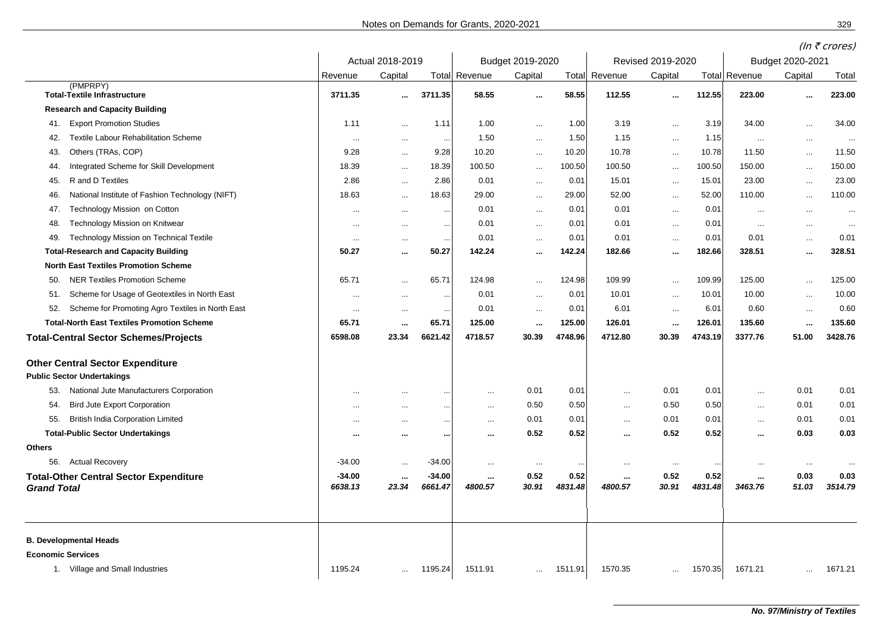(In ₹ crores)

| | Actual 2018-2019 | | | Budget 2019-2020 | | | Revised 2019-2020 | | | Budget 2020-2021 | | |
|---|---|---|---|---|---|---|---|---|---|---|---|---|
| | Revenue | Capital | Total | Revenue | Capital | Total | Revenue | Capital | Total | Revenue | Capital | Total |
| (PMPRPY) | | | | | | | | | | | | |
| **Total-Textile Infrastructure** | **3711.35** | **...** | **3711.35** | **58.55** | **...** | **58.55** | **112.55** | **...** | **112.55** | **223.00** | **...** | **223.00** |
| **Research and Capacity Building** | | | | | | | | | | | | |
| 41. Export Promotion Studies | 1.11 | ... | 1.11 | 1.00 | ... | 1.00 | 3.19 | ... | 3.19 | 34.00 | ... | 34.00 |
| 42. Textile Labour Rehabilitation Scheme | ... | ... | ... | 1.50 | ... | 1.50 | 1.15 | ... | 1.15 | ... | ... | ... |
| 43. Others (TRAs, COP) | 9.28 | ... | 9.28 | 10.20 | ... | 10.20 | 10.78 | ... | 10.78 | 11.50 | ... | 11.50 |
| 44. Integrated Scheme for Skill Development | 18.39 | ... | 18.39 | 100.50 | ... | 100.50 | 100.50 | ... | 100.50 | 150.00 | ... | 150.00 |
| 45. R and D Textiles | 2.86 | ... | 2.86 | 0.01 | ... | 0.01 | 15.01 | ... | 15.01 | 23.00 | ... | 23.00 |
| 46. National Institute of Fashion Technology (NIFT) | 18.63 | ... | 18.63 | 29.00 | ... | 29.00 | 52.00 | ... | 52.00 | 110.00 | ... | 110.00 |
| 47. Technology Mission on Cotton | ... | ... | ... | 0.01 | ... | 0.01 | 0.01 | ... | 0.01 | ... | ... | ... |
| 48. Technology Mission on Knitwear | ... | ... | ... | 0.01 | ... | 0.01 | 0.01 | ... | 0.01 | ... | ... | ... |
| 49. Technology Mission on Technical Textile | ... | ... | ... | 0.01 | ... | 0.01 | 0.01 | ... | 0.01 | 0.01 | ... | 0.01 |
| **Total-Research and Capacity Building** | **50.27** | **...** | **50.27** | **142.24** | **...** | **142.24** | **182.66** | **...** | **182.66** | **328.51** | **...** | **328.51** |
| **North East Textiles Promotion Scheme** | | | | | | | | | | | | |
| 50. NER Textiles Promotion Scheme | 65.71 | ... | 65.71 | 124.98 | ... | 124.98 | 109.99 | ... | 109.99 | 125.00 | ... | 125.00 |
| 51. Scheme for Usage of Geotextiles in North East | ... | ... | ... | 0.01 | ... | 0.01 | 10.01 | ... | 10.01 | 10.00 | ... | 10.00 |
| 52. Scheme for Promoting Agro Textiles in North East | ... | ... | ... | 0.01 | ... | 0.01 | 6.01 | ... | 6.01 | 0.60 | ... | 0.60 |
| **Total-North East Textiles Promotion Scheme** | **65.71** | **...** | **65.71** | **125.00** | **...** | **125.00** | **126.01** | **...** | **126.01** | **135.60** | **...** | **135.60** |
| **Total-Central Sector Schemes/Projects** | **6598.08** | **23.34** | **6621.42** | **4718.57** | **30.39** | **4748.96** | **4712.80** | **30.39** | **4743.19** | **3377.76** | **51.00** | **3428.76** |
| **Other Central Sector Expenditure** | | | | | | | | | | | | |
| **Public Sector Undertakings** | | | | | | | | | | | | |
| 53. National Jute Manufacturers Corporation | ... | ... | ... | ... | 0.01 | 0.01 | ... | 0.01 | 0.01 | ... | 0.01 | 0.01 |
| 54. Bird Jute Export Corporation | ... | ... | ... | ... | 0.50 | 0.50 | ... | 0.50 | 0.50 | ... | 0.01 | 0.01 |
| 55. British India Corporation Limited | ... | ... | ... | ... | 0.01 | 0.01 | ... | 0.01 | 0.01 | ... | 0.01 | 0.01 |
| **Total-Public Sector Undertakings** | **...** | **...** | **...** | **...** | **0.52** | **0.52** | **...** | **0.52** | **0.52** | **...** | **0.03** | **0.03** |
| **Others** | | | | | | | | | | | | |
| 56. Actual Recovery | -34.00 | ... | -34.00 | ... | ... | ... | ... | ... | ... | ... | ... | ... |
| **Total-Other Central Sector Expenditure** | **-34.00** | **...** | **-34.00** | **...** | **0.52** | **0.52** | **...** | **0.52** | **0.52** | **...** | **0.03** | **0.03** |
| ***Grand Total*** | ***6638.13*** | ***23.34*** | ***6661.47*** | ***4800.57*** | ***30.91*** | ***4831.48*** | ***4800.57*** | ***30.91*** | ***4831.48*** | ***3463.76*** | ***51.03*** | ***3514.79*** |
| **B. Developmental Heads** | | | | | | | | | | | | |
| **Economic Services** | | | | | | | | | | | | |
| 1. Village and Small Industries | 1195.24 | ... | 1195.24 | 1511.91 | ... | 1511.91 | 1570.35 | ... | 1570.35 | 1671.21 | ... | 1671.21 |

***No. 97/Ministry of Textiles***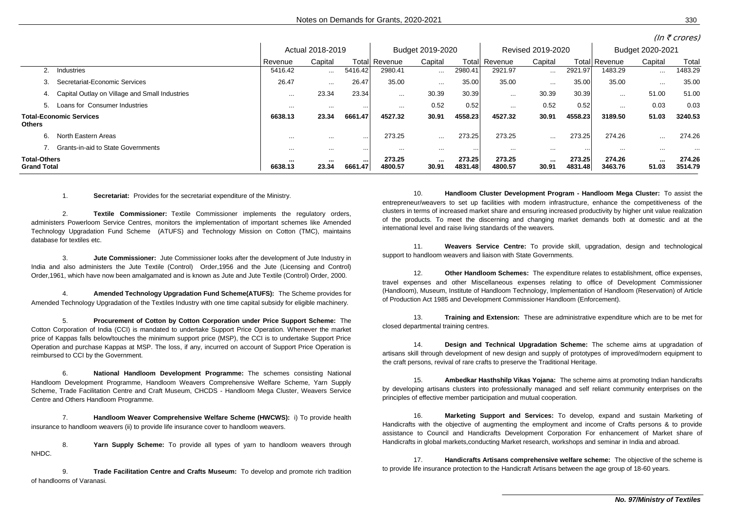(In ₹ crores)

| | Actual 2018-2019 | | | Budget 2019-2020 | | | Revised 2019-2020 | | | Budget 2020-2021 | | |
|---|---|---|---|---|---|---|---|---|---|---|---|---|
| | Revenue | Capital | Total | Revenue | Capital | Total | Revenue | Capital | Total | Revenue | Capital | Total |
| 2. Industries | 5416.42 | ... | 5416.42 | 2980.41 | ... | 2980.41 | 2921.97 | ... | 2921.97 | 1483.29 | ... | 1483.29 |
| 3. Secretariat-Economic Services | 26.47 | ... | 26.47 | 35.00 | ... | 35.00 | 35.00 | ... | 35.00 | 35.00 | ... | 35.00 |
| 4. Capital Outlay on Village and Small Industries | ... | 23.34 | 23.34 | ... | 30.39 | 30.39 | ... | 30.39 | 30.39 | ... | 51.00 | 51.00 |
| 5. Loans for Consumer Industries | ... | ... | ... | ... | 0.52 | 0.52 | ... | 0.52 | 0.52 | ... | 0.03 | 0.03 |
| **Total-Economic Services** | **6638.13** | **23.34** | **6661.47** | **4527.32** | **30.91** | **4558.23** | **4527.32** | **30.91** | **4558.23** | **3189.50** | **51.03** | **3240.53** |
| **Others** | | | | | | | | | | | | |
| 6. North Eastern Areas | ... | ... | ... | 273.25 | ... | 273.25 | 273.25 | ... | 273.25 | 274.26 | ... | 274.26 |
| 7. Grants-in-aid to State Governments | ... | ... | ... | ... | ... | ... | ... | ... | ... | ... | ... | ... |
| **Total-Others** | **...** | **...** | **...** | **273.25** | **...** | **273.25** | **273.25** | **...** | **273.25** | **274.26** | **...** | **274.26** |
| **Grand Total** | **6638.13** | **23.34** | **6661.47** | **4800.57** | **30.91** | **4831.48** | **4800.57** | **30.91** | **4831.48** | **3463.76** | **51.03** | **3514.79** |

1. **Secretariat:** Provides for the secretariat expenditure of the Ministry.

2. **Textile Commissioner:** Textile Commissioner implements the regulatory orders, administers Powerloom Service Centres, monitors the implementation of important schemes like Amended Technology Upgradation Fund Scheme (ATUFS) and Technology Mission on Cotton (TMC), maintains database for textiles etc.

3. **Jute Commissioner:** Jute Commissioner looks after the development of Jute Industry in India and also administers the Jute Textile (Control) Order,1956 and the Jute (Licensing and Control) Order,1961, which have now been amalgamated and is known as Jute and Jute Textile (Control) Order, 2000.

4. **Amended Technology Upgradation Fund Scheme(ATUFS):** The Scheme provides for Amended Technology Upgradation of the Textiles Industry with one time capital subsidy for eligible machinery.

5. **Procurement of Cotton by Cotton Corporation under Price Support Scheme:** The Cotton Corporation of India (CCI) is mandated to undertake Support Price Operation. Whenever the market price of Kappas falls below/touches the minimum support price (MSP), the CCI is to undertake Support Price Operation and purchase Kappas at MSP. The loss, if any, incurred on account of Support Price Operation is reimbursed to CCI by the Government.

6. **National Handloom Development Programme:** The schemes consisting National Handloom Development Programme, Handloom Weavers Comprehensive Welfare Scheme, Yarn Supply Scheme, Trade Facilitation Centre and Craft Museum, CHCDS - Handloom Mega Cluster, Weavers Service Centre and Others Handloom Programme.

7. **Handloom Weaver Comprehensive Welfare Scheme (HWCWS):** i) To provide health insurance to handloom weavers (ii) to provide life insurance cover to handloom weavers.

8. **Yarn Supply Scheme:** To provide all types of yarn to handloom weavers through NHDC.

9. **Trade Facilitation Centre and Crafts Museum:** To develop and promote rich tradition of handlooms of Varanasi.

10. **Handloom Cluster Development Program - Handloom Mega Cluster:** To assist the entrepreneur/weavers to set up facilities with modern infrastructure, enhance the competitiveness of the clusters in terms of increased market share and ensuring increased productivity by higher unit value realization of the products. To meet the discerning and changing market demands both at domestic and at the international level and raise living standards of the weavers.

11. **Weavers Service Centre:** To provide skill, upgradation, design and technological support to handloom weavers and liaison with State Governments.

12. **Other Handloom Schemes:** The expenditure relates to establishment, office expenses, travel expenses and other Miscellaneous expenses relating to office of Development Commissioner (Handloom), Museum, Institute of Handloom Technology, Implementation of Handloom (Reservation) of Article of Production Act 1985 and Development Commissioner Handloom (Enforcement).

13. **Training and Extension:** These are administrative expenditure which are to be met for closed departmental training centres.

14. **Design and Technical Upgradation Scheme:** The scheme aims at upgradation of artisans skill through development of new design and supply of prototypes of improved/modern equipment to the craft persons, revival of rare crafts to preserve the Traditional Heritage.

15. **Ambedkar Hasthshilp Vikas Yojana:** The scheme aims at promoting Indian handicrafts by developing artisans clusters into professionally managed and self reliant community enterprises on the principles of effective member participation and mutual cooperation.

16. **Marketing Support and Services:** To develop, expand and sustain Marketing of Handicrafts with the objective of augmenting the employment and income of Crafts persons & to provide assistance to Council and Handicrafts Development Corporation For enhancement of Market share of Handicrafts in global markets,conducting Market research, workshops and seminar in India and abroad.

17. **Handicrafts Artisans comprehensive welfare scheme:** The objective of the scheme is to provide life insurance protection to the Handicraft Artisans between the age group of 18-60 years.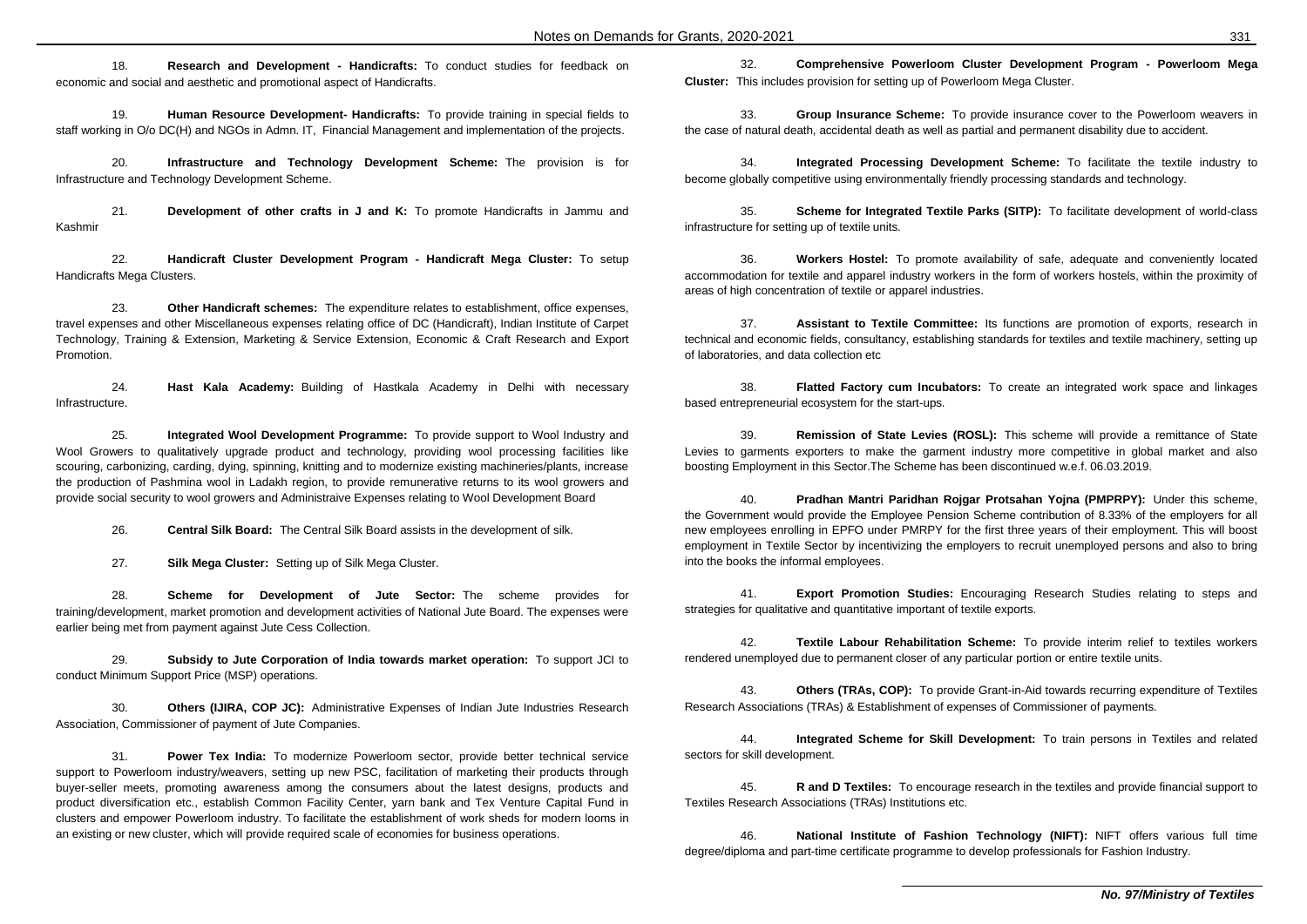18. **Research and Development - Handicrafts:** To conduct studies for feedback on economic and social and aesthetic and promotional aspect of Handicrafts.

19. **Human Resource Development- Handicrafts:** To provide training in special fields to staff working in O/o DC(H) and NGOs in Admn. IT, Financial Management and implementation of the projects.

20. **Infrastructure and Technology Development Scheme:** The provision is for Infrastructure and Technology Development Scheme.

21. **Development of other crafts in J and K:** To promote Handicrafts in Jammu and Kashmir

22. **Handicraft Cluster Development Program - Handicraft Mega Cluster:** To setup Handicrafts Mega Clusters.

23. **Other Handicraft schemes:** The expenditure relates to establishment, office expenses, travel expenses and other Miscellaneous expenses relating office of DC (Handicraft), Indian Institute of Carpet Technology, Training & Extension, Marketing & Service Extension, Economic & Craft Research and Export Promotion.

24. **Hast Kala Academy:** Building of Hastkala Academy in Delhi with necessary Infrastructure.

25. **Integrated Wool Development Programme:** To provide support to Wool Industry and Wool Growers to qualitatively upgrade product and technology, providing wool processing facilities like scouring, carbonizing, carding, dying, spinning, knitting and to modernize existing machineries/plants, increase the production of Pashmina wool in Ladakh region, to provide remunerative returns to its wool growers and provide social security to wool growers and Administraive Expenses relating to Wool Development Board

26. **Central Silk Board:** The Central Silk Board assists in the development of silk.

27. **Silk Mega Cluster:** Setting up of Silk Mega Cluster.

28. **Scheme for Development of Jute Sector:** The scheme provides for training/development, market promotion and development activities of National Jute Board. The expenses were earlier being met from payment against Jute Cess Collection.

29. **Subsidy to Jute Corporation of India towards market operation:** To support JCI to conduct Minimum Support Price (MSP) operations.

30. **Others (IJIRA, COP JC):** Administrative Expenses of Indian Jute Industries Research Association, Commissioner of payment of Jute Companies.

31. **Power Tex India:** To modernize Powerloom sector, provide better technical service support to Powerloom industry/weavers, setting up new PSC, facilitation of marketing their products through buyer-seller meets, promoting awareness among the consumers about the latest designs, products and product diversification etc., establish Common Facility Center, yarn bank and Tex Venture Capital Fund in clusters and empower Powerloom industry. To facilitate the establishment of work sheds for modern looms in an existing or new cluster, which will provide required scale of economies for business operations.

32. **Comprehensive Powerloom Cluster Development Program - Powerloom Mega Cluster:** This includes provision for setting up of Powerloom Mega Cluster.

33. **Group Insurance Scheme:** To provide insurance cover to the Powerloom weavers in the case of natural death, accidental death as well as partial and permanent disability due to accident.

34. **Integrated Processing Development Scheme:** To facilitate the textile industry to become globally competitive using environmentally friendly processing standards and technology.

35. **Scheme for Integrated Textile Parks (SITP):** To facilitate development of world-class infrastructure for setting up of textile units.

36. **Workers Hostel:** To promote availability of safe, adequate and conveniently located accommodation for textile and apparel industry workers in the form of workers hostels, within the proximity of areas of high concentration of textile or apparel industries.

37. **Assistant to Textile Committee:** Its functions are promotion of exports, research in technical and economic fields, consultancy, establishing standards for textiles and textile machinery, setting up of laboratories, and data collection etc

38. **Flatted Factory cum Incubators:** To create an integrated work space and linkages based entrepreneurial ecosystem for the start-ups.

39. **Remission of State Levies (ROSL):** This scheme will provide a remittance of State Levies to garments exporters to make the garment industry more competitive in global market and also boosting Employment in this Sector.The Scheme has been discontinued w.e.f. 06.03.2019.

40. **Pradhan Mantri Paridhan Rojgar Protsahan Yojna (PMPRPY):** Under this scheme, the Government would provide the Employee Pension Scheme contribution of 8.33% of the employers for all new employees enrolling in EPFO under PMRPY for the first three years of their employment. This will boost employment in Textile Sector by incentivizing the employers to recruit unemployed persons and also to bring into the books the informal employees.

41. **Export Promotion Studies:** Encouraging Research Studies relating to steps and strategies for qualitative and quantitative important of textile exports.

42. **Textile Labour Rehabilitation Scheme:** To provide interim relief to textiles workers rendered unemployed due to permanent closer of any particular portion or entire textile units.

43. **Others (TRAs, COP):** To provide Grant-in-Aid towards recurring expenditure of Textiles Research Associations (TRAs) & Establishment of expenses of Commissioner of payments.

44. **Integrated Scheme for Skill Development:** To train persons in Textiles and related sectors for skill development.

45. **R and D Textiles:** To encourage research in the textiles and provide financial support to Textiles Research Associations (TRAs) Institutions etc.

46. **National Institute of Fashion Technology (NIFT):** NIFT offers various full time degree/diploma and part-time certificate programme to develop professionals for Fashion Industry.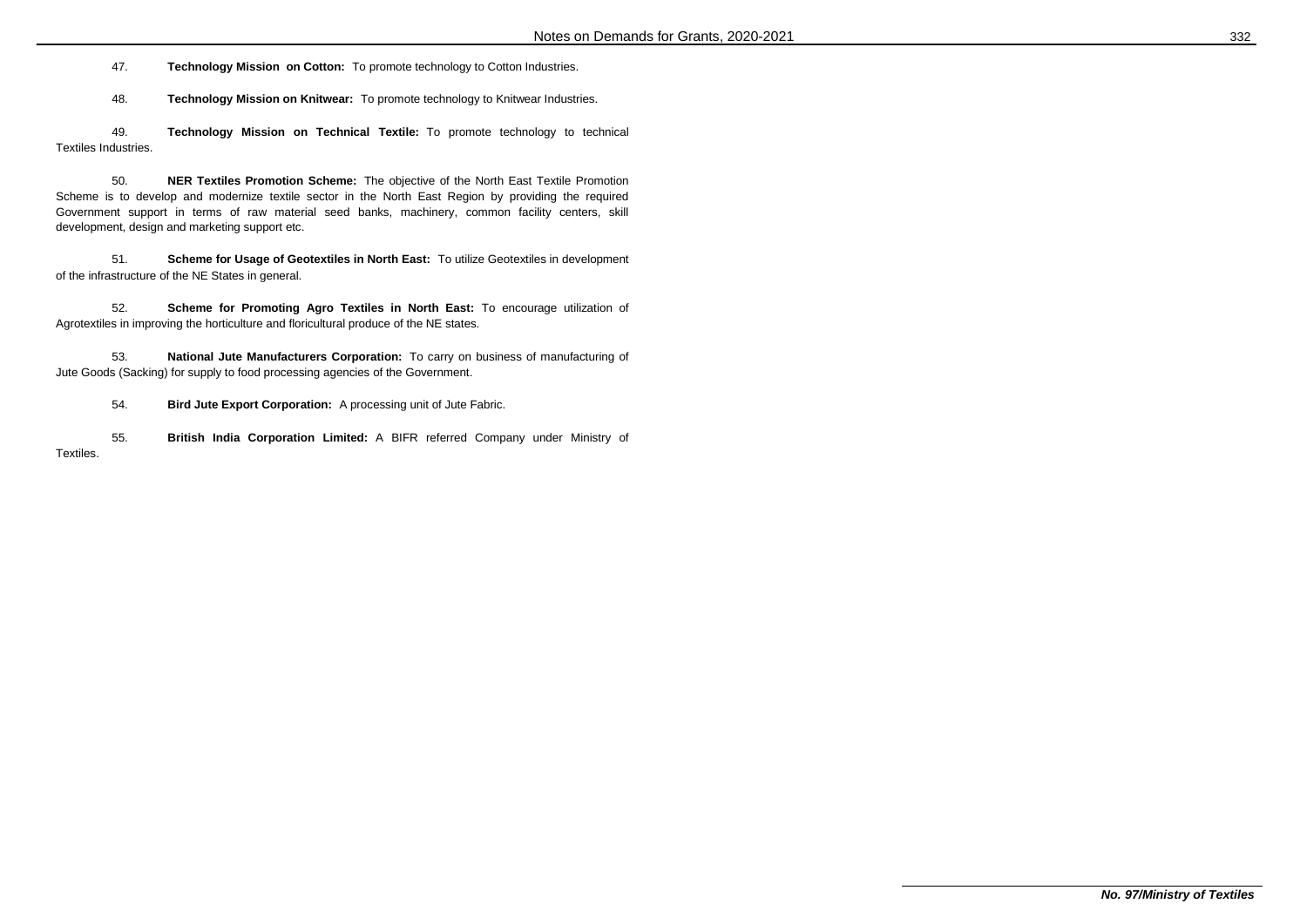47. **Technology Mission on Cotton:** To promote technology to Cotton Industries.

48. **Technology Mission on Knitwear:** To promote technology to Knitwear Industries.

49. **Technology Mission on Technical Textile:** To promote technology to technical Textiles Industries.

50. **NER Textiles Promotion Scheme:** The objective of the North East Textile Promotion Scheme is to develop and modernize textile sector in the North East Region by providing the required Government support in terms of raw material seed banks, machinery, common facility centers, skill development, design and marketing support etc.

51. **Scheme for Usage of Geotextiles in North East:** To utilize Geotextiles in development of the infrastructure of the NE States in general.

52. **Scheme for Promoting Agro Textiles in North East:** To encourage utilization of Agrotextiles in improving the horticulture and floricultural produce of the NE states.

53. **National Jute Manufacturers Corporation:** To carry on business of manufacturing of Jute Goods (Sacking) for supply to food processing agencies of the Government.

54. **Bird Jute Export Corporation:** A processing unit of Jute Fabric.

55. **British India Corporation Limited:** A BIFR referred Company under Ministry of Textiles.